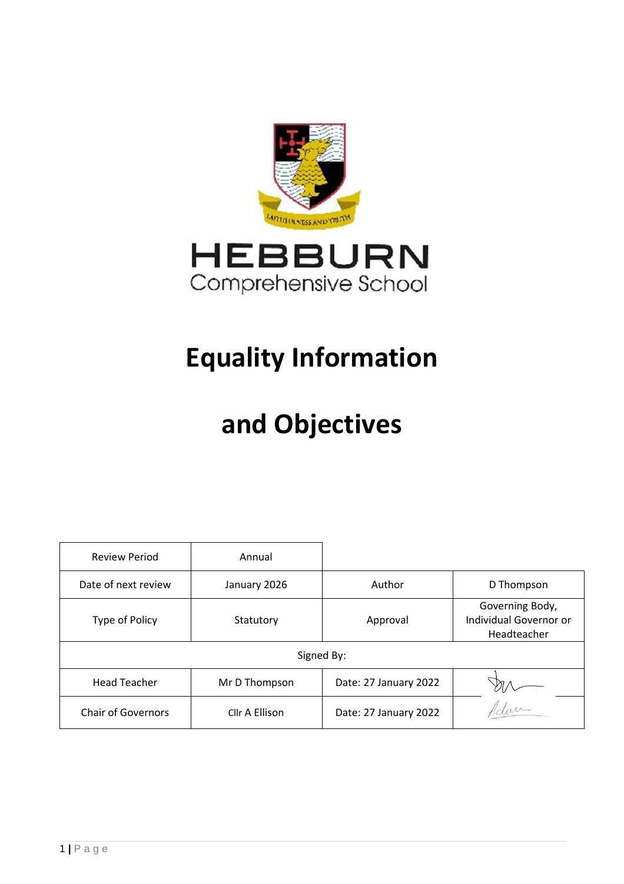HEBBURN
Comprehensive School

# Equality Information

# and Objectives

| Review Period | Annual | | |
|---|---|---|---|
| Date of next review | January 2026 | Author | D Thompson |
| Type of Policy | Statutory | Approval | Governing Body, Individual Governor or Headteacher |
| Signed By: | | | |
| Head Teacher | Mr D Thompson | Date: 27 January 2022 | |
| Chair of Governors | Cllr A Ellison | Date: 27 January 2022 | |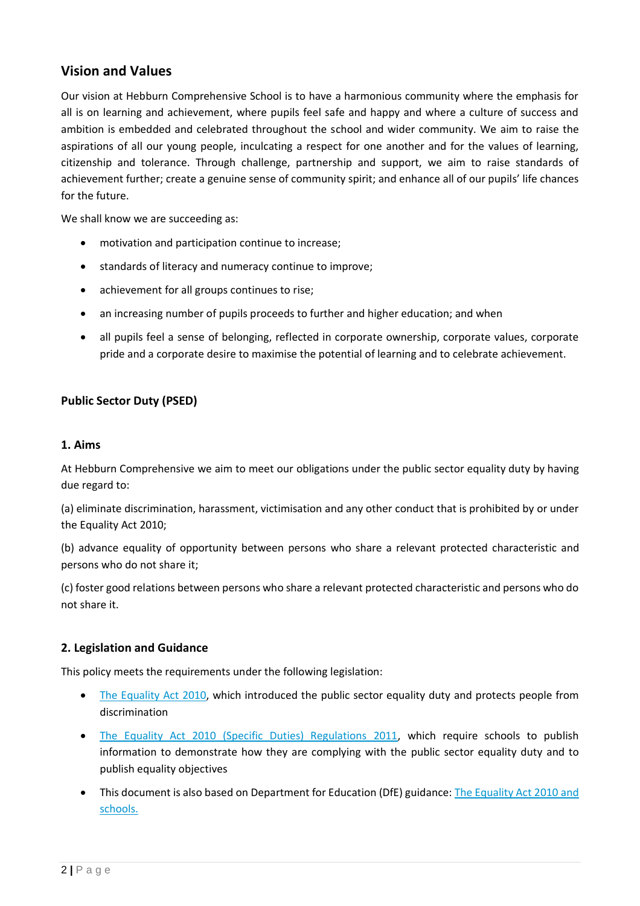## Vision and Values

Our vision at Hebburn Comprehensive School is to have a harmonious community where the emphasis for all is on learning and achievement, where pupils feel safe and happy and where a culture of success and ambition is embedded and celebrated throughout the school and wider community. We aim to raise the aspirations of all our young people, inculcating a respect for one another and for the values of learning, citizenship and tolerance. Through challenge, partnership and support, we aim to raise standards of achievement further; create a genuine sense of community spirit; and enhance all of our pupils' life chances for the future.

We shall know we are succeeding as:

- motivation and participation continue to increase;
- standards of literacy and numeracy continue to improve;
- achievement for all groups continues to rise;
- an increasing number of pupils proceeds to further and higher education; and when
- all pupils feel a sense of belonging, reflected in corporate ownership, corporate values, corporate pride and a corporate desire to maximise the potential of learning and to celebrate achievement.

**Public Sector Duty (PSED)**

### 1. Aims

At Hebburn Comprehensive we aim to meet our obligations under the public sector equality duty by having due regard to:

(a) eliminate discrimination, harassment, victimisation and any other conduct that is prohibited by or under the Equality Act 2010;

(b) advance equality of opportunity between persons who share a relevant protected characteristic and persons who do not share it;

(c) foster good relations between persons who share a relevant protected characteristic and persons who do not share it.

### 2. Legislation and Guidance

This policy meets the requirements under the following legislation:

- The Equality Act 2010, which introduced the public sector equality duty and protects people from discrimination
- The Equality Act 2010 (Specific Duties) Regulations 2011, which require schools to publish information to demonstrate how they are complying with the public sector equality duty and to publish equality objectives
- This document is also based on Department for Education (DfE) guidance: The Equality Act 2010 and schools.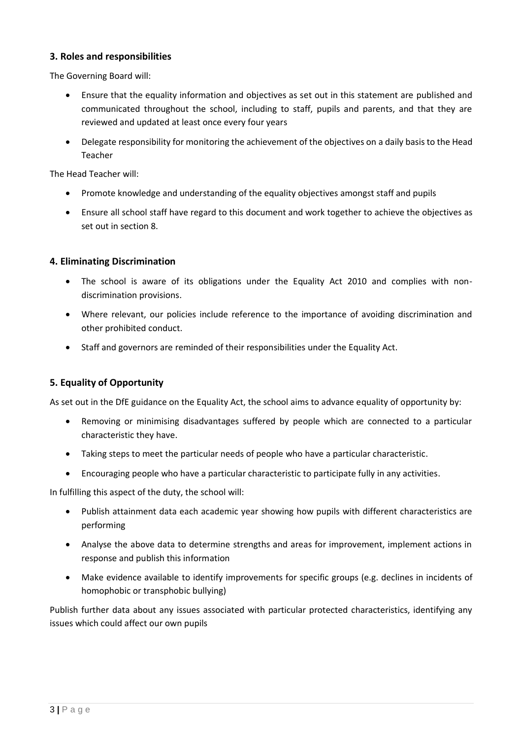## 3. Roles and responsibilities

The Governing Board will:

- Ensure that the equality information and objectives as set out in this statement are published and communicated throughout the school, including to staff, pupils and parents, and that they are reviewed and updated at least once every four years
- Delegate responsibility for monitoring the achievement of the objectives on a daily basis to the Head Teacher

The Head Teacher will:

- Promote knowledge and understanding of the equality objectives amongst staff and pupils
- Ensure all school staff have regard to this document and work together to achieve the objectives as set out in section 8.

## 4. Eliminating Discrimination

- The school is aware of its obligations under the Equality Act 2010 and complies with non-discrimination provisions.
- Where relevant, our policies include reference to the importance of avoiding discrimination and other prohibited conduct.
- Staff and governors are reminded of their responsibilities under the Equality Act.

## 5. Equality of Opportunity

As set out in the DfE guidance on the Equality Act, the school aims to advance equality of opportunity by:

- Removing or minimising disadvantages suffered by people which are connected to a particular characteristic they have.
- Taking steps to meet the particular needs of people who have a particular characteristic.
- Encouraging people who have a particular characteristic to participate fully in any activities.

In fulfilling this aspect of the duty, the school will:

- Publish attainment data each academic year showing how pupils with different characteristics are performing
- Analyse the above data to determine strengths and areas for improvement, implement actions in response and publish this information
- Make evidence available to identify improvements for specific groups (e.g. declines in incidents of homophobic or transphobic bullying)

Publish further data about any issues associated with particular protected characteristics, identifying any issues which could affect our own pupils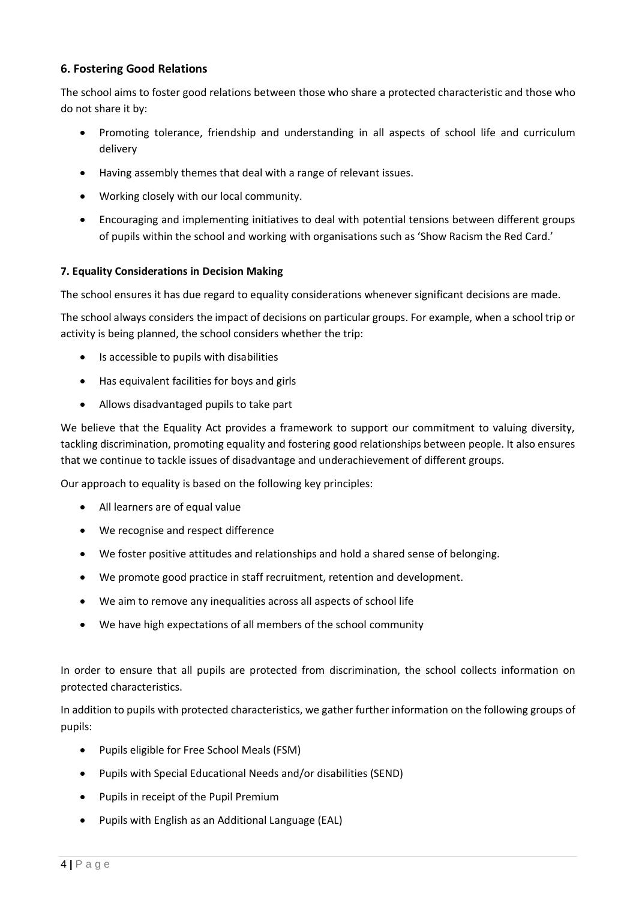## 6. Fostering Good Relations

The school aims to foster good relations between those who share a protected characteristic and those who do not share it by:

- Promoting tolerance, friendship and understanding in all aspects of school life and curriculum delivery
- Having assembly themes that deal with a range of relevant issues.
- Working closely with our local community.
- Encouraging and implementing initiatives to deal with potential tensions between different groups of pupils within the school and working with organisations such as 'Show Racism the Red Card.'

### 7. Equality Considerations in Decision Making

The school ensures it has due regard to equality considerations whenever significant decisions are made.

The school always considers the impact of decisions on particular groups. For example, when a school trip or activity is being planned, the school considers whether the trip:

- Is accessible to pupils with disabilities
- Has equivalent facilities for boys and girls
- Allows disadvantaged pupils to take part

We believe that the Equality Act provides a framework to support our commitment to valuing diversity, tackling discrimination, promoting equality and fostering good relationships between people. It also ensures that we continue to tackle issues of disadvantage and underachievement of different groups.

Our approach to equality is based on the following key principles:

- All learners are of equal value
- We recognise and respect difference
- We foster positive attitudes and relationships and hold a shared sense of belonging.
- We promote good practice in staff recruitment, retention and development.
- We aim to remove any inequalities across all aspects of school life
- We have high expectations of all members of the school community

In order to ensure that all pupils are protected from discrimination, the school collects information on protected characteristics.

In addition to pupils with protected characteristics, we gather further information on the following groups of pupils:

- Pupils eligible for Free School Meals (FSM)
- Pupils with Special Educational Needs and/or disabilities (SEND)
- Pupils in receipt of the Pupil Premium
- Pupils with English as an Additional Language (EAL)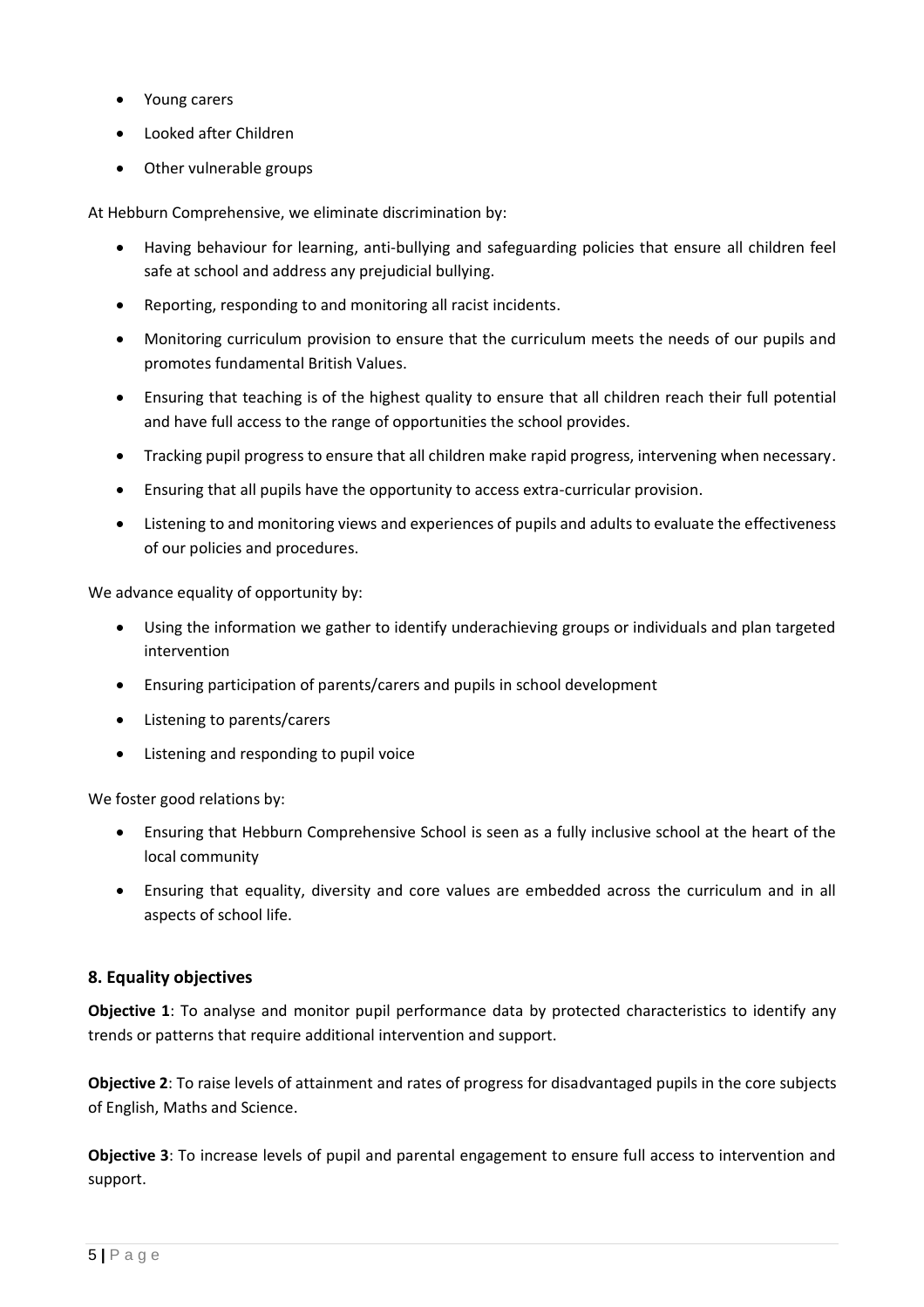- Young carers
- Looked after Children
- Other vulnerable groups

At Hebburn Comprehensive, we eliminate discrimination by:

- Having behaviour for learning, anti-bullying and safeguarding policies that ensure all children feel safe at school and address any prejudicial bullying.
- Reporting, responding to and monitoring all racist incidents.
- Monitoring curriculum provision to ensure that the curriculum meets the needs of our pupils and promotes fundamental British Values.
- Ensuring that teaching is of the highest quality to ensure that all children reach their full potential and have full access to the range of opportunities the school provides.
- Tracking pupil progress to ensure that all children make rapid progress, intervening when necessary.
- Ensuring that all pupils have the opportunity to access extra-curricular provision.
- Listening to and monitoring views and experiences of pupils and adults to evaluate the effectiveness of our policies and procedures.

We advance equality of opportunity by:

- Using the information we gather to identify underachieving groups or individuals and plan targeted intervention
- Ensuring participation of parents/carers and pupils in school development
- Listening to parents/carers
- Listening and responding to pupil voice

We foster good relations by:

- Ensuring that Hebburn Comprehensive School is seen as a fully inclusive school at the heart of the local community
- Ensuring that equality, diversity and core values are embedded across the curriculum and in all aspects of school life.

## 8. Equality objectives

**Objective 1**: To analyse and monitor pupil performance data by protected characteristics to identify any trends or patterns that require additional intervention and support.

**Objective 2**: To raise levels of attainment and rates of progress for disadvantaged pupils in the core subjects of English, Maths and Science.

**Objective 3**: To increase levels of pupil and parental engagement to ensure full access to intervention and support.